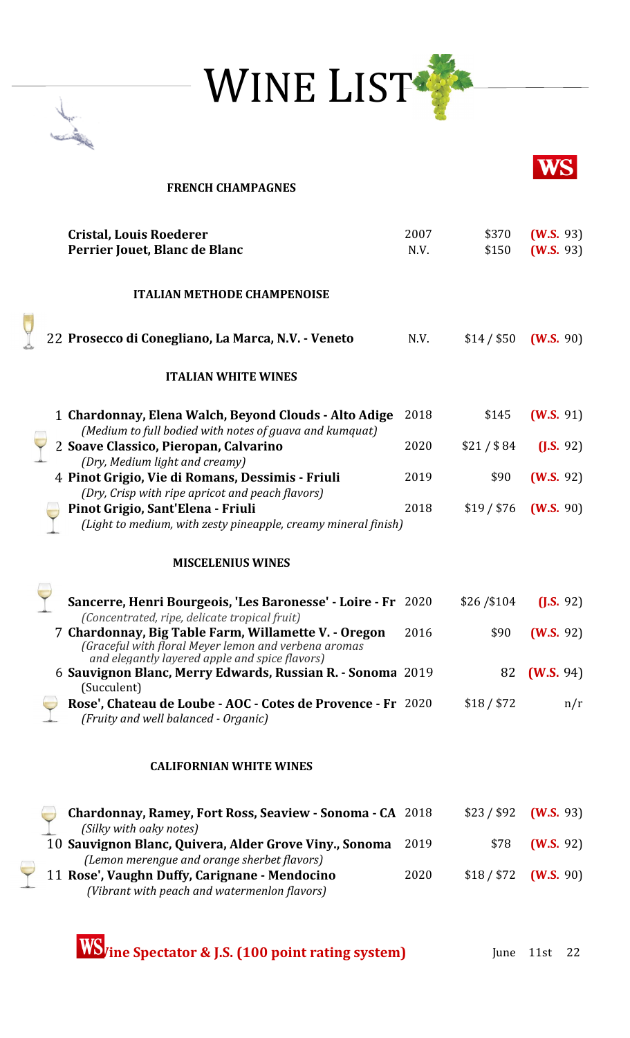# WINE LIST

**WS**

### FRENCH CHAMPAGNES

| | | | |
|---|---|---|---|
| **Cristal, Louis Roederer** | 2007 | $370 | **(W.S.** 93) |
| **Perrier Jouet, Blanc de Blanc** | N.V. | $150 | **(W.S.** 93) |

### ITALIAN METHODE CHAMPENOISE

| | | | |
|---|---|---|---|
| 22 **Prosecco di Conegliano, La Marca, N.V. - Veneto** | N.V. | $14 / $50 | **(W.S.** 90) |

### ITALIAN WHITE WINES

| | | | |
|---|---|---|---|
| 1 **Chardonnay, Elena Walch, Beyond Clouds - Alto Adige** *(Medium to full bodied with notes of guava and kumquat)* | 2018 | $145 | **(W.S.** 91) |
| 2 **Soave Classico, Pieropan, Calvarino** *(Dry, Medium light and creamy)* | 2020 | $21 / $ 84 | **(J.S.** 92) |
| 4 **Pinot Grigio, Vie di Romans, Dessimis - Friuli** *(Dry, Crisp with ripe apricot and peach flavors)* | 2019 | $90 | **(W.S.** 92) |
| **Pinot Grigio, Sant'Elena - Friuli** *(Light to medium, with zesty pineapple, creamy mineral finish)* | 2018 | $19 / $76 | **(W.S.** 90) |

### MISCELENIUS WINES

| | | | |
|---|---|---|---|
| **Sancerre, Henri Bourgeois, 'Les Baronesse' - Loire - Fr** *(Concentrated, ripe, delicate tropical fruit)* | 2020 | $26 /$104 | **(J.S.** 92) |
| 7 **Chardonnay, Big Table Farm, Willamette V. - Oregon** *(Graceful with floral Meyer lemon and verbena aromas and elegantly layered apple and spice flavors)* | 2016 | $90 | **(W.S.** 92) |
| 6 **Sauvignon Blanc, Merry Edwards, Russian R. - Sonoma** (Succulent) | 2019 | 82 | **(W.S.** 94) |
| **Rose', Chateau de Loube - AOC - Cotes de Provence - Fr** *(Fruity and well balanced - Organic)* | 2020 | $18 / $72 | n/r |

### CALIFORNIAN WHITE WINES

| | | | |
|---|---|---|---|
| **Chardonnay, Ramey, Fort Ross, Seaview - Sonoma - CA** *(Silky with oaky notes)* | 2018 | $23 / $92 | **(W.S.** 93) |
| 10 **Sauvignon Blanc, Quivera, Alder Grove Viny., Sonoma** *(Lemon merengue and orange sherbet flavors)* | 2019 | $78 | **(W.S.** 92) |
| 11 **Rose', Vaughn Duffy, Carignane - Mendocino** *(Vibrant with peach and watermenlon flavors)* | 2020 | $18 / $72 | **(W.S.** 90) |

**WS** **Wine Spectator & J.S. (100 point rating system)**

June 11st 22